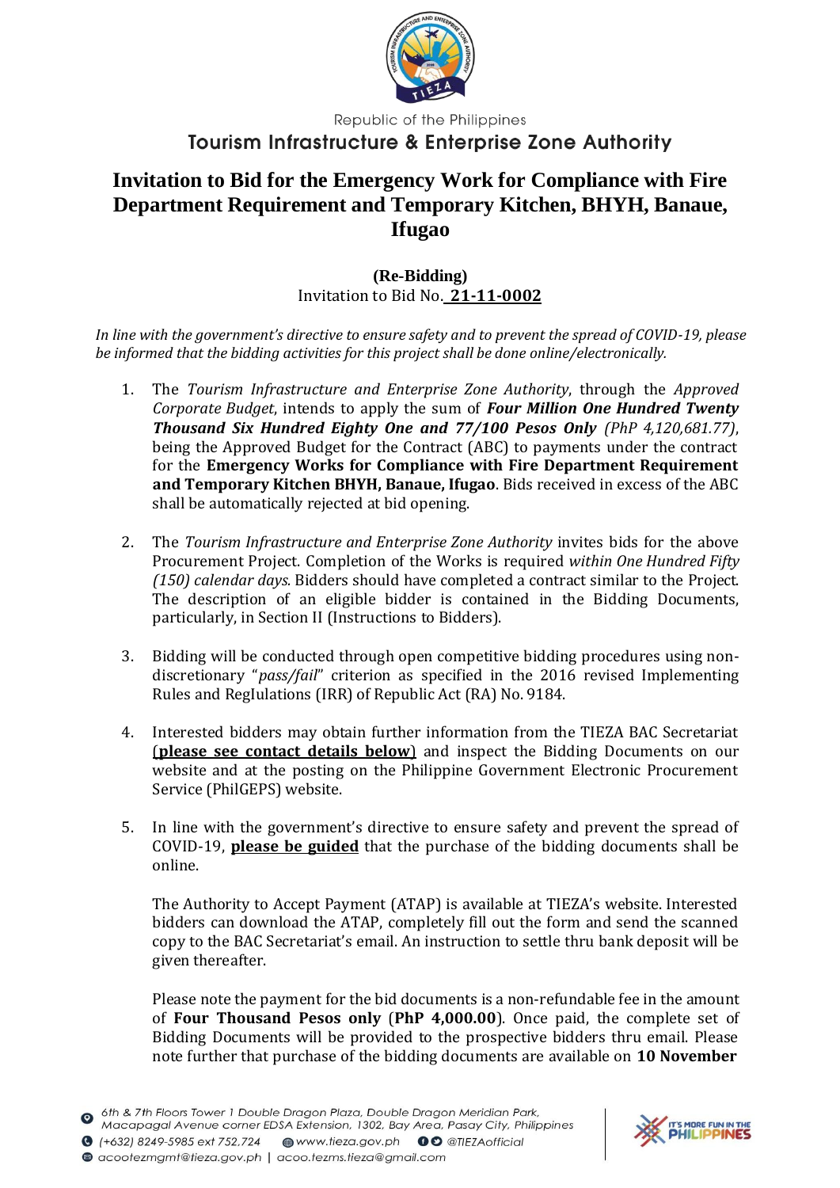Republic of the Philippines

Tourism Infrastructure & Enterprise Zone Authority

# Invitation to Bid for the Emergency Work for Compliance with Fire Department Requirement and Temporary Kitchen, BHYH, Banaue, Ifugao

**(Re-Bidding)**

Invitation to Bid No. **21-11-0002**

*In line with the government's directive to ensure safety and to prevent the spread of COVID-19, please be informed that the bidding activities for this project shall be done online/electronically.*

1. The *Tourism Infrastructure and Enterprise Zone Authority*, through the *Approved Corporate Budget*, intends to apply the sum of ***Four Million One Hundred Twenty Thousand Six Hundred Eighty One and 77/100 Pesos Only*** *(PhP 4,120,681.77)*, being the Approved Budget for the Contract (ABC) to payments under the contract for the **Emergency Works for Compliance with Fire Department Requirement and Temporary Kitchen BHYH, Banaue, Ifugao**. Bids received in excess of the ABC shall be automatically rejected at bid opening.

2. The *Tourism Infrastructure and Enterprise Zone Authority* invites bids for the above Procurement Project. Completion of the Works is required *within One Hundred Fifty (150) calendar days*. Bidders should have completed a contract similar to the Project. The description of an eligible bidder is contained in the Bidding Documents, particularly, in Section II (Instructions to Bidders).

3. Bidding will be conducted through open competitive bidding procedures using non-discretionary "*pass/fail*" criterion as specified in the 2016 revised Implementing Rules and Reglulations (IRR) of Republic Act (RA) No. 9184.

4. Interested bidders may obtain further information from the TIEZA BAC Secretariat (**please see contact details below**) and inspect the Bidding Documents on our website and at the posting on the Philippine Government Electronic Procurement Service (PhilGEPS) website.

5. In line with the government's directive to ensure safety and prevent the spread of COVID-19, **please be guided** that the purchase of the bidding documents shall be online.

   The Authority to Accept Payment (ATAP) is available at TIEZA's website. Interested bidders can download the ATAP, completely fill out the form and send the scanned copy to the BAC Secretariat's email. An instruction to settle thru bank deposit will be given thereafter.

   Please note the payment for the bid documents is a non-refundable fee in the amount of **Four Thousand Pesos only** (**PhP 4,000.00**). Once paid, the complete set of Bidding Documents will be provided to the prospective bidders thru email. Please note further that purchase of the bidding documents are available on **10 November**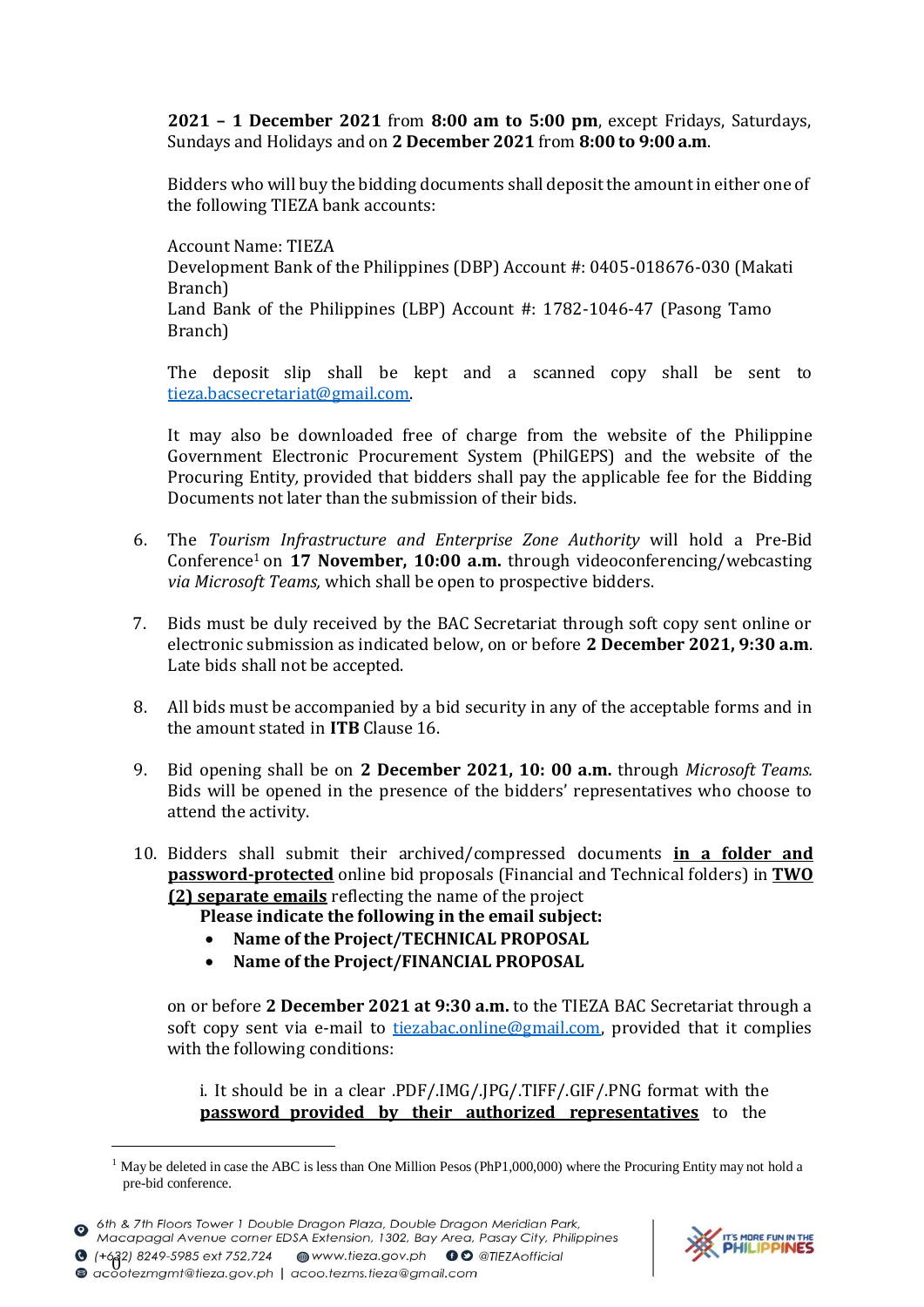**2021 – 1 December 2021** from **8:00 am to 5:00 pm**, except Fridays, Saturdays, Sundays and Holidays and on **2 December 2021** from **8:00 to 9:00 a.m**.

Bidders who will buy the bidding documents shall deposit the amount in either one of the following TIEZA bank accounts:

Account Name: TIEZA
Development Bank of the Philippines (DBP) Account #: 0405-018676-030 (Makati Branch)
Land Bank of the Philippines (LBP) Account #: 1782-1046-47 (Pasong Tamo Branch)

The deposit slip shall be kept and a scanned copy shall be sent to tieza.bacsecretariat@gmail.com.

It may also be downloaded free of charge from the website of the Philippine Government Electronic Procurement System (PhilGEPS) and the website of the Procuring Entity, provided that bidders shall pay the applicable fee for the Bidding Documents not later than the submission of their bids.

6. The *Tourism Infrastructure and Enterprise Zone Authority* will hold a Pre-Bid Conference[1] on **17 November, 10:00 a.m.** through videoconferencing/webcasting *via Microsoft Teams,* which shall be open to prospective bidders.

7. Bids must be duly received by the BAC Secretariat through soft copy sent online or electronic submission as indicated below, on or before **2 December 2021, 9:30 a.m**. Late bids shall not be accepted.

8. All bids must be accompanied by a bid security in any of the acceptable forms and in the amount stated in **ITB** Clause 16.

9. Bid opening shall be on **2 December 2021, 10: 00 a.m.** through *Microsoft Teams.* Bids will be opened in the presence of the bidders' representatives who choose to attend the activity.

10. Bidders shall submit their archived/compressed documents **<u>in a folder and password-protected</u>** online bid proposals (Financial and Technical folders) in **<u>TWO (2) separate emails</u>** reflecting the name of the project

    **Please indicate the following in the email subject:**
    - **Name of the Project/TECHNICAL PROPOSAL**
    - **Name of the Project/FINANCIAL PROPOSAL**

    on or before **2 December 2021 at 9:30 a.m.** to the TIEZA BAC Secretariat through a soft copy sent via e-mail to tiezabac.online@gmail.com, provided that it complies with the following conditions:

    i. It should be in a clear .PDF/.IMG/.JPG/.TIFF/.GIF/.PNG format with the **<u>password provided by their authorized representatives</u>** to the

[1] May be deleted in case the ABC is less than One Million Pesos (PhP1,000,000) where the Procuring Entity may not hold a pre-bid conference.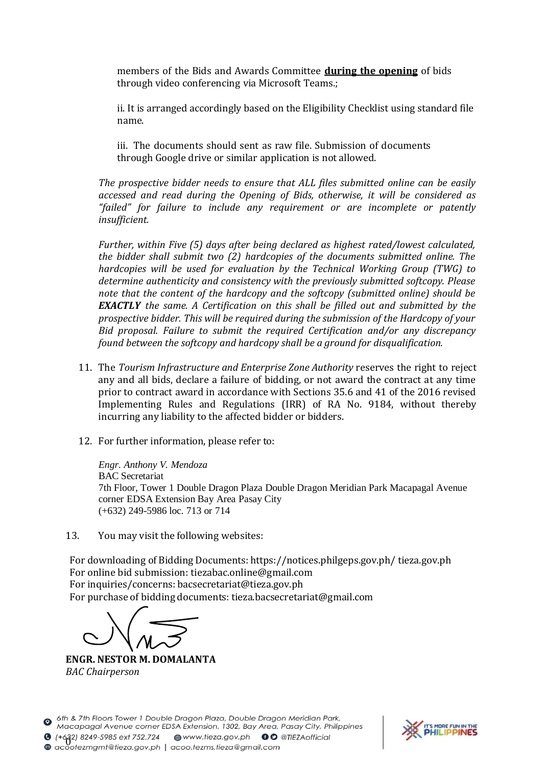members of the Bids and Awards Committee **during the opening** of bids through video conferencing via Microsoft Teams.;

ii. It is arranged accordingly based on the Eligibility Checklist using standard file name.

iii. The documents should sent as raw file. Submission of documents through Google drive or similar application is not allowed.

*The prospective bidder needs to ensure that ALL files submitted online can be easily accessed and read during the Opening of Bids, otherwise, it will be considered as "failed" for failure to include any requirement or are incomplete or patently insufficient.*

*Further, within Five (5) days after being declared as highest rated/lowest calculated, the bidder shall submit two (2) hardcopies of the documents submitted online. The hardcopies will be used for evaluation by the Technical Working Group (TWG) to determine authenticity and consistency with the previously submitted softcopy. Please note that the content of the hardcopy and the softcopy (submitted online) should be* ***EXACTLY*** *the same. A Certification on this shall be filled out and submitted by the prospective bidder. This will be required during the submission of the Hardcopy of your Bid proposal. Failure to submit the required Certification and/or any discrepancy found between the softcopy and hardcopy shall be a ground for disqualification.*

11. The *Tourism Infrastructure and Enterprise Zone Authority* reserves the right to reject any and all bids, declare a failure of bidding, or not award the contract at any time prior to contract award in accordance with Sections 35.6 and 41 of the 2016 revised Implementing Rules and Regulations (IRR) of RA No. 9184, without thereby incurring any liability to the affected bidder or bidders.

12. For further information, please refer to:

    *Engr. Anthony V. Mendoza*
    BAC Secretariat
    7th Floor, Tower 1 Double Dragon Plaza Double Dragon Meridian Park Macapagal Avenue corner EDSA Extension Bay Area Pasay City
    (+632) 249-5986 loc. 713 or 714

13. You may visit the following websites:

For downloading of Bidding Documents: https://notices.philgeps.gov.ph/ tieza.gov.ph
For online bid submission: tiezabac.online@gmail.com
For inquiries/concerns: bacsecretariat@tieza.gov.ph
For purchase of bidding documents: tieza.bacsecretariat@gmail.com

**ENGR. NESTOR M. DOMALANTA**
*BAC Chairperson*